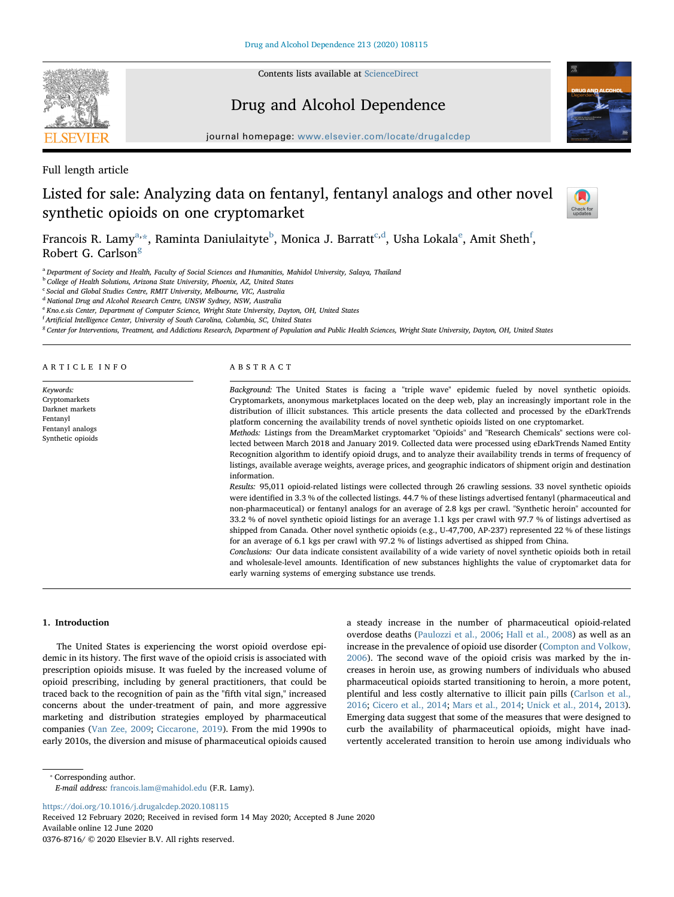Full length article

# Listed for sale: Analyzing data on fentanyl, fentanyl analogs and other novel synthetic opioids on one cryptomarket

Francois R. Lamy[a,*], Raminta Daniulaityte[b], Monica J. Barratt[c,d], Usha Lokala[e], Amit Sheth[f], Robert G. Carlson[g]

[a] Department of Society and Health, Faculty of Social Sciences and Humanities, Mahidol University, Salaya, Thailand
[b] College of Health Solutions, Arizona State University, Phoenix, AZ, United States
[c] Social and Global Studies Centre, RMIT University, Melbourne, VIC, Australia
[d] National Drug and Alcohol Research Centre, UNSW Sydney, NSW, Australia
[e] Kno.e.sis Center, Department of Computer Science, Wright State University, Dayton, OH, United States
[f] Artificial Intelligence Center, University of South Carolina, Columbia, SC, United States
[g] Center for Interventions, Treatment, and Addictions Research, Department of Population and Public Health Sciences, Wright State University, Dayton, OH, United States

## ARTICLE INFO

*Keywords:*
Cryptomarkets
Darknet markets
Fentanyl
Fentanyl analogs
Synthetic opioids

## ABSTRACT

*Background:* The United States is facing a "triple wave" epidemic fueled by novel synthetic opioids. Cryptomarkets, anonymous marketplaces located on the deep web, play an increasingly important role in the distribution of illicit substances. This article presents the data collected and processed by the eDarkTrends platform concerning the availability trends of novel synthetic opioids listed on one cryptomarket.

*Methods:* Listings from the DreamMarket cryptomarket "Opioids" and "Research Chemicals" sections were collected between March 2018 and January 2019. Collected data were processed using eDarkTrends Named Entity Recognition algorithm to identify opioid drugs, and to analyze their availability trends in terms of frequency of listings, available average weights, average prices, and geographic indicators of shipment origin and destination information.

*Results:* 95,011 opioid-related listings were collected through 26 crawling sessions. 33 novel synthetic opioids were identified in 3.3 % of the collected listings. 44.7 % of these listings advertised fentanyl (pharmaceutical and non-pharmaceutical) or fentanyl analogs for an average of 2.8 kgs per crawl. "Synthetic heroin" accounted for 33.2 % of novel synthetic opioid listings for an average 1.1 kgs per crawl with 97.7 % of listings advertised as shipped from Canada. Other novel synthetic opioids (e.g., U-47,700, AP-237) represented 22 % of these listings for an average of 6.1 kgs per crawl with 97.2 % of listings advertised as shipped from China.

*Conclusions:* Our data indicate consistent availability of a wide variety of novel synthetic opioids both in retail and wholesale-level amounts. Identification of new substances highlights the value of cryptomarket data for early warning systems of emerging substance use trends.

## 1. Introduction

The United States is experiencing the worst opioid overdose epidemic in its history. The first wave of the opioid crisis is associated with prescription opioids misuse. It was fueled by the increased volume of opioid prescribing, including by general practitioners, that could be traced back to the recognition of pain as the "fifth vital sign," increased concerns about the under-treatment of pain, and more aggressive marketing and distribution strategies employed by pharmaceutical companies (Van Zee, 2009; Ciccarone, 2019). From the mid 1990s to early 2010s, the diversion and misuse of pharmaceutical opioids caused a steady increase in the number of pharmaceutical opioid-related overdose deaths (Paulozzi et al., 2006; Hall et al., 2008) as well as an increase in the prevalence of opioid use disorder (Compton and Volkow, 2006). The second wave of the opioid crisis was marked by the increases in heroin use, as growing numbers of individuals who abused pharmaceutical opioids started transitioning to heroin, a more potent, plentiful and less costly alternative to illicit pain pills (Carlson et al., 2016; Cicero et al., 2014; Mars et al., 2014; Unick et al., 2014, 2013). Emerging data suggest that some of the measures that were designed to curb the availability of pharmaceutical opioids, might have inadvertently accelerated transition to heroin use among individuals who

* Corresponding author.
*E-mail address:* francois.lam@mahidol.edu (F.R. Lamy).

https://doi.org/10.1016/j.drugalcdep.2020.108115
Received 12 February 2020; Received in revised form 14 May 2020; Accepted 8 June 2020
Available online 12 June 2020
0376-8716/ © 2020 Elsevier B.V. All rights reserved.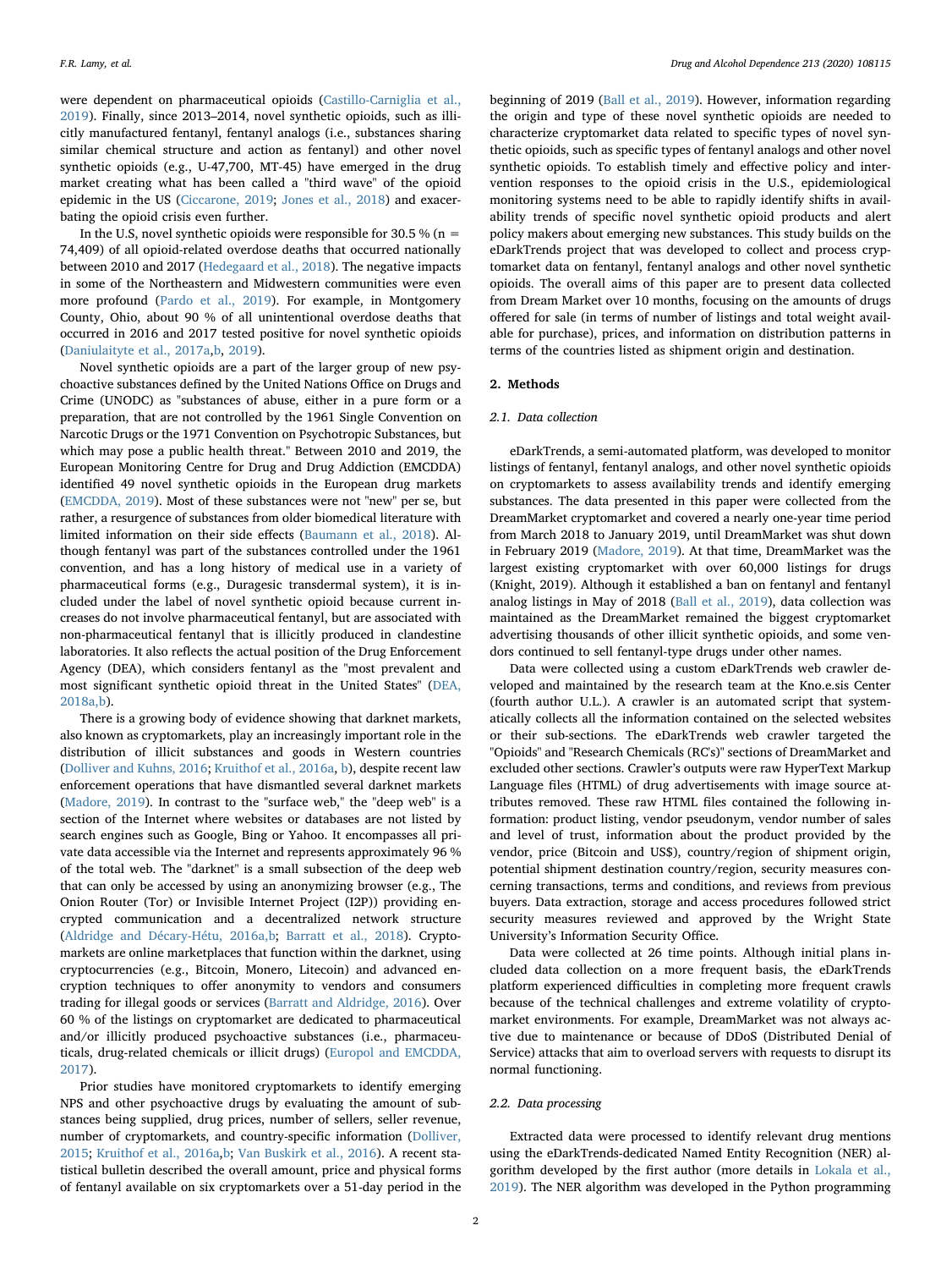were dependent on pharmaceutical opioids (Castillo-Carniglia et al., 2019). Finally, since 2013–2014, novel synthetic opioids, such as illicitly manufactured fentanyl, fentanyl analogs (i.e., substances sharing similar chemical structure and action as fentanyl) and other novel synthetic opioids (e.g., U-47,700, MT-45) have emerged in the drug market creating what has been called a "third wave" of the opioid epidemic in the US (Ciccarone, 2019; Jones et al., 2018) and exacerbating the opioid crisis even further.

In the U.S, novel synthetic opioids were responsible for 30.5 % (n = 74,409) of all opioid-related overdose deaths that occurred nationally between 2010 and 2017 (Hedegaard et al., 2018). The negative impacts in some of the Northeastern and Midwestern communities were even more profound (Pardo et al., 2019). For example, in Montgomery County, Ohio, about 90 % of all unintentional overdose deaths that occurred in 2016 and 2017 tested positive for novel synthetic opioids (Daniulaityte et al., 2017a,b, 2019).

Novel synthetic opioids are a part of the larger group of new psychoactive substances defined by the United Nations Office on Drugs and Crime (UNODC) as "substances of abuse, either in a pure form or a preparation, that are not controlled by the 1961 Single Convention on Narcotic Drugs or the 1971 Convention on Psychotropic Substances, but which may pose a public health threat." Between 2010 and 2019, the European Monitoring Centre for Drug and Drug Addiction (EMCDDA) identified 49 novel synthetic opioids in the European drug markets (EMCDDA, 2019). Most of these substances were not "new" per se, but rather, a resurgence of substances from older biomedical literature with limited information on their side effects (Baumann et al., 2018). Although fentanyl was part of the substances controlled under the 1961 convention, and has a long history of medical use in a variety of pharmaceutical forms (e.g., Duragesic transdermal system), it is included under the label of novel synthetic opioid because current increases do not involve pharmaceutical fentanyl, but are associated with non-pharmaceutical fentanyl that is illicitly produced in clandestine laboratories. It also reflects the actual position of the Drug Enforcement Agency (DEA), which considers fentanyl as the "most prevalent and most significant synthetic opioid threat in the United States" (DEA, 2018a,b).

There is a growing body of evidence showing that darknet markets, also known as cryptomarkets, play an increasingly important role in the distribution of illicit substances and goods in Western countries (Dolliver and Kuhns, 2016; Kruithof et al., 2016a, b), despite recent law enforcement operations that have dismantled several darknet markets (Madore, 2019). In contrast to the "surface web," the "deep web" is a section of the Internet where websites or databases are not listed by search engines such as Google, Bing or Yahoo. It encompasses all private data accessible via the Internet and represents approximately 96 % of the total web. The "darknet" is a small subsection of the deep web that can only be accessed by using an anonymizing browser (e.g., The Onion Router (Tor) or Invisible Internet Project (I2P)) providing encrypted communication and a decentralized network structure (Aldridge and Décary-Hétu, 2016a,b; Barratt et al., 2018). Cryptomarkets are online marketplaces that function within the darknet, using cryptocurrencies (e.g., Bitcoin, Monero, Litecoin) and advanced encryption techniques to offer anonymity to vendors and consumers trading for illegal goods or services (Barratt and Aldridge, 2016). Over 60 % of the listings on cryptomarket are dedicated to pharmaceutical and/or illicitly produced psychoactive substances (i.e., pharmaceuticals, drug-related chemicals or illicit drugs) (Europol and EMCDDA, 2017).

Prior studies have monitored cryptomarkets to identify emerging NPS and other psychoactive drugs by evaluating the amount of substances being supplied, drug prices, number of sellers, seller revenue, number of cryptomarkets, and country-specific information (Dolliver, 2015; Kruithof et al., 2016a,b; Van Buskirk et al., 2016). A recent statistical bulletin described the overall amount, price and physical forms of fentanyl available on six cryptomarkets over a 51-day period in the beginning of 2019 (Ball et al., 2019). However, information regarding the origin and type of these novel synthetic opioids are needed to characterize cryptomarket data related to specific types of novel synthetic opioids, such as specific types of fentanyl analogs and other novel synthetic opioids. To establish timely and effective policy and intervention responses to the opioid crisis in the U.S., epidemiological monitoring systems need to be able to rapidly identify shifts in availability trends of specific novel synthetic opioid products and alert policy makers about emerging new substances. This study builds on the eDarkTrends project that was developed to collect and process cryptomarket data on fentanyl, fentanyl analogs and other novel synthetic opioids. The overall aims of this paper are to present data collected from Dream Market over 10 months, focusing on the amounts of drugs offered for sale (in terms of number of listings and total weight available for purchase), prices, and information on distribution patterns in terms of the countries listed as shipment origin and destination.

## 2. Methods

### 2.1. Data collection

eDarkTrends, a semi-automated platform, was developed to monitor listings of fentanyl, fentanyl analogs, and other novel synthetic opioids on cryptomarkets to assess availability trends and identify emerging substances. The data presented in this paper were collected from the DreamMarket cryptomarket and covered a nearly one-year time period from March 2018 to January 2019, until DreamMarket was shut down in February 2019 (Madore, 2019). At that time, DreamMarket was the largest existing cryptomarket with over 60,000 listings for drugs (Knight, 2019). Although it established a ban on fentanyl and fentanyl analog listings in May of 2018 (Ball et al., 2019), data collection was maintained as the DreamMarket remained the biggest cryptomarket advertising thousands of other illicit synthetic opioids, and some vendors continued to sell fentanyl-type drugs under other names.

Data were collected using a custom eDarkTrends web crawler developed and maintained by the research team at the Kno.e.sis Center (fourth author U.L.). A crawler is an automated script that systematically collects all the information contained on the selected websites or their sub-sections. The eDarkTrends web crawler targeted the "Opioids" and "Research Chemicals (RC's)" sections of DreamMarket and excluded other sections. Crawler's outputs were raw HyperText Markup Language files (HTML) of drug advertisements with image source attributes removed. These raw HTML files contained the following information: product listing, vendor pseudonym, vendor number of sales and level of trust, information about the product provided by the vendor, price (Bitcoin and US$), country/region of shipment origin, potential shipment destination country/region, security measures concerning transactions, terms and conditions, and reviews from previous buyers. Data extraction, storage and access procedures followed strict security measures reviewed and approved by the Wright State University's Information Security Office.

Data were collected at 26 time points. Although initial plans included data collection on a more frequent basis, the eDarkTrends platform experienced difficulties in completing more frequent crawls because of the technical challenges and extreme volatility of cryptomarket environments. For example, DreamMarket was not always active due to maintenance or because of DDoS (Distributed Denial of Service) attacks that aim to overload servers with requests to disrupt its normal functioning.

### 2.2. Data processing

Extracted data were processed to identify relevant drug mentions using the eDarkTrends-dedicated Named Entity Recognition (NER) algorithm developed by the first author (more details in Lokala et al., 2019). The NER algorithm was developed in the Python programming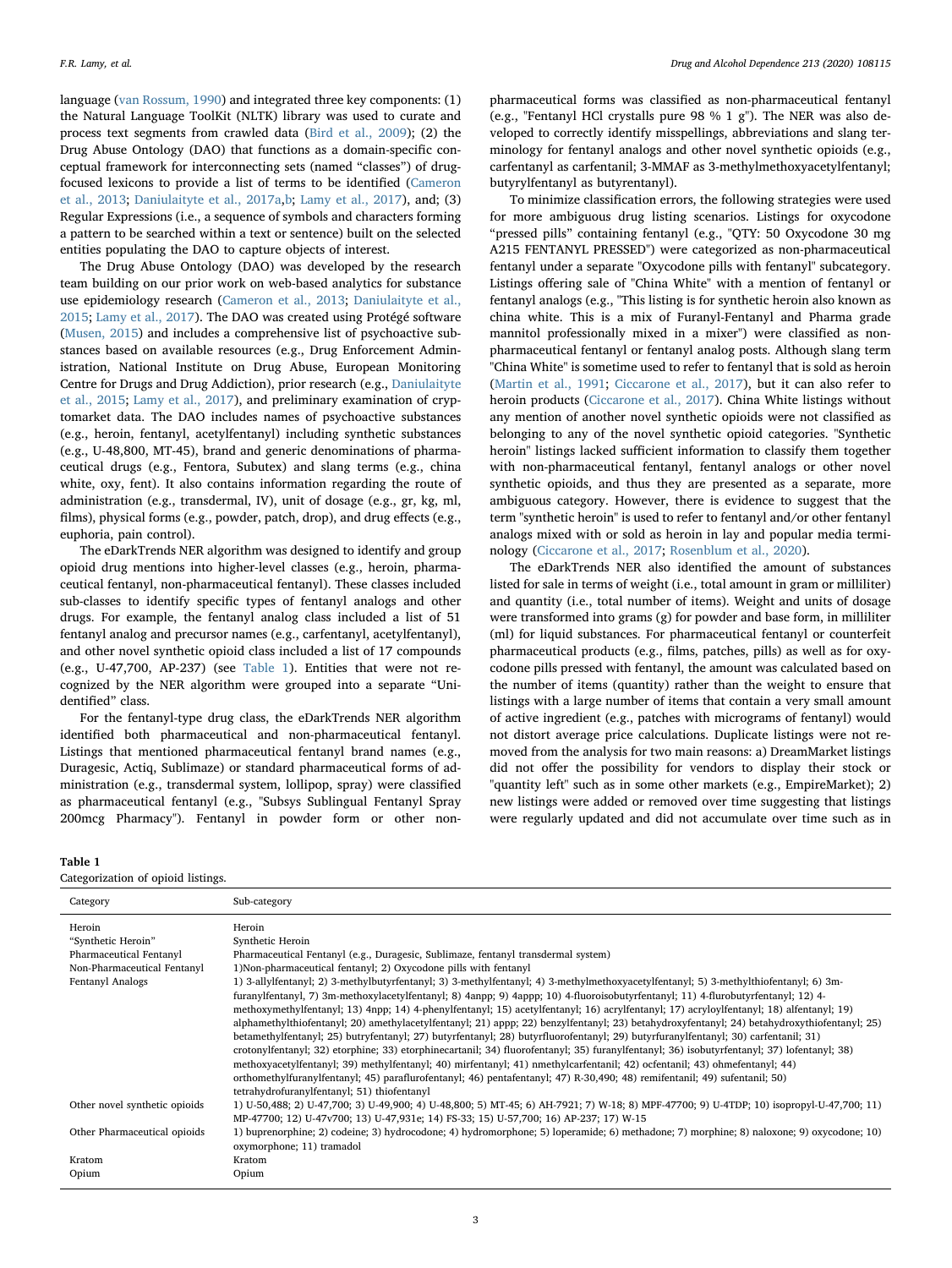language (van Rossum, 1990) and integrated three key components: (1) the Natural Language ToolKit (NLTK) library was used to curate and process text segments from crawled data (Bird et al., 2009); (2) the Drug Abuse Ontology (DAO) that functions as a domain-specific conceptual framework for interconnecting sets (named "classes") of drug-focused lexicons to provide a list of terms to be identified (Cameron et al., 2013; Daniulaityte et al., 2017a,b; Lamy et al., 2017), and; (3) Regular Expressions (i.e., a sequence of symbols and characters forming a pattern to be searched within a text or sentence) built on the selected entities populating the DAO to capture objects of interest.

The Drug Abuse Ontology (DAO) was developed by the research team building on our prior work on web-based analytics for substance use epidemiology research (Cameron et al., 2013; Daniulaityte et al., 2015; Lamy et al., 2017). The DAO was created using Protégé software (Musen, 2015) and includes a comprehensive list of psychoactive substances based on available resources (e.g., Drug Enforcement Administration, National Institute on Drug Abuse, European Monitoring Centre for Drugs and Drug Addiction), prior research (e.g., Daniulaityte et al., 2015; Lamy et al., 2017), and preliminary examination of cryptomarket data. The DAO includes names of psychoactive substances (e.g., heroin, fentanyl, acetylfentanyl) including synthetic substances (e.g., U-48,800, MT-45), brand and generic denominations of pharmaceutical drugs (e.g., Fentora, Subutex) and slang terms (e.g., china white, oxy, fent). It also contains information regarding the route of administration (e.g., transdermal, IV), unit of dosage (e.g., gr, kg, ml, films), physical forms (e.g., powder, patch, drop), and drug effects (e.g., euphoria, pain control).

The eDarkTrends NER algorithm was designed to identify and group opioid drug mentions into higher-level classes (e.g., heroin, pharmaceutical fentanyl, non-pharmaceutical fentanyl). These classes included sub-classes to identify specific types of fentanyl analogs and other drugs. For example, the fentanyl analog class included a list of 51 fentanyl analog and precursor names (e.g., carfentanyl, acetylfentanyl), and other novel synthetic opioid class included a list of 17 compounds (e.g., U-47,700, AP-237) (see Table 1). Entities that were not recognized by the NER algorithm were grouped into a separate "Unidentified" class.

For the fentanyl-type drug class, the eDarkTrends NER algorithm identified both pharmaceutical and non-pharmaceutical fentanyl. Listings that mentioned pharmaceutical fentanyl brand names (e.g., Duragesic, Actiq, Sublimaze) or standard pharmaceutical forms of administration (e.g., transdermal system, lollipop, spray) were classified as pharmaceutical fentanyl (e.g., "Subsys Sublingual Fentanyl Spray 200mcg Pharmacy"). Fentanyl in powder form or other non-pharmaceutical forms was classified as non-pharmaceutical fentanyl (e.g., "Fentanyl HCl crystalls pure 98 % 1 g"). The NER was also developed to correctly identify misspellings, abbreviations and slang terminology for fentanyl analogs and other novel synthetic opioids (e.g., carfentanyl as carfentanil; 3-MMAF as 3-methylmethoxyacetylfentanyl; butyrylfentanyl as butyrentanyl).

To minimize classification errors, the following strategies were used for more ambiguous drug listing scenarios. Listings for oxycodone "pressed pills" containing fentanyl (e.g., "QTY: 50 Oxycodone 30 mg A215 FENTANYL PRESSED") were categorized as non-pharmaceutical fentanyl under a separate "Oxycodone pills with fentanyl" subcategory. Listings offering sale of "China White" with a mention of fentanyl or fentanyl analogs (e.g., "This listing is for synthetic heroin also known as china white. This is a mix of Furanyl-Fentanyl and Pharma grade mannitol professionally mixed in a mixer") were classified as non-pharmaceutical fentanyl or fentanyl analog posts. Although slang term "China White" is sometime used to refer to fentanyl that is sold as heroin (Martin et al., 1991; Ciccarone et al., 2017), but it can also refer to heroin products (Ciccarone et al., 2017). China White listings without any mention of another novel synthetic opioids were not classified as belonging to any of the novel synthetic opioid categories. "Synthetic heroin" listings lacked sufficient information to classify them together with non-pharmaceutical fentanyl, fentanyl analogs or other novel synthetic opioids, and thus they are presented as a separate, more ambiguous category. However, there is evidence to suggest that the term "synthetic heroin" is used to refer to fentanyl and/or other fentanyl analogs mixed with or sold as heroin in lay and popular media terminology (Ciccarone et al., 2017; Rosenblum et al., 2020).

The eDarkTrends NER also identified the amount of substances listed for sale in terms of weight (i.e., total amount in gram or milliliter) and quantity (i.e., total number of items). Weight and units of dosage were transformed into grams (g) for powder and base form, in milliliter (ml) for liquid substances. For pharmaceutical fentanyl or counterfeit pharmaceutical products (e.g., films, patches, pills) as well as for oxycodone pills pressed with fentanyl, the amount was calculated based on the number of items (quantity) rather than the weight to ensure that listings with a large number of items that contain a very small amount of active ingredient (e.g., patches with micrograms of fentanyl) would not distort average price calculations. Duplicate listings were not removed from the analysis for two main reasons: a) DreamMarket listings did not offer the possibility for vendors to display their stock or "quantity left" such as in some other markets (e.g., EmpireMarket); 2) new listings were added or removed over time suggesting that listings were regularly updated and did not accumulate over time such as in

**Table 1**
Categorization of opioid listings.

| Category | Sub-category |
|---|---|
| Heroin | Heroin |
| "Synthetic Heroin" | Synthetic Heroin |
| Pharmaceutical Fentanyl | Pharmaceutical Fentanyl (e.g., Duragesic, Sublimaze, fentanyl transdermal system) |
| Non-Pharmaceutical Fentanyl | 1)Non-pharmaceutical fentanyl; 2) Oxycodone pills with fentanyl |
| Fentanyl Analogs | 1) 3-allylfentanyl; 2) 3-methylbutyrfentanyl; 3) 3-methylfentanyl; 4) 3-methylmethoxyacetylfentanyl; 5) 3-methylthiofentanyl; 6) 3m-furanylfentanyl, 7) 3m-methoxylacetylfentanyl; 8) 4anpp; 9) 4appp; 10) 4-fluoroisobutyrfentanyl; 11) 4-flurobutyrfentanyl; 12) 4-methoxymethylfentanyl; 13) 4npp; 14) 4-phenylfentanyl; 15) acetylfentanyl; 16) acrylfentanyl; 17) acryloylfentanyl; 18) alfentanyl; 19) alphamethylthiofentanyl; 20) amethylacetylfentanyl; 21) appp; 22) benzylfentanyl; 23) betahydroxyfentanyl; 24) betahydroxythiofentanyl; 25) betamethylfentanyl; 25) butryfentanyl; 27) butyrfentanyl; 28) butyrfluorofentanyl; 29) butyrfuranylfentanyl; 30) carfentanil; 31) crotonylfentanyl; 32) etorphine; 33) etorphinecartanil; 34) fluorofentanyl; 35) furanylfentanyl; 36) isobutyrfentanyl; 37) lofentanyl; 38) methoxyacetylfentanyl; 39) methylfentanyl; 40) mirfentanyl; 41) nmethylcarfentanil; 42) ocfentanil; 43) ohmefentanyl; 44) orthomethylfuranylfentanyl; 45) paraflurofentanyl; 46) pentafentanyl; 47) R-30,490; 48) remifentanil; 49) sufentanil; 50) tetrahydrofuranylfentanyl; 51) thiofentanyl |
| Other novel synthetic opioids | 1) U-50,488; 2) U-47,700; 3) U-49,900; 4) U-48,800; 5) MT-45; 6) AH-7921; 7) W-18; 8) MPF-47700; 9) U-4TDP; 10) isopropyl-U-47,700; 11) MP-47700; 12) U-47v700; 13) U-47,931e; 14) FS-33; 15) U-57,700; 16) AP-237; 17) W-15 |
| Other Pharmaceutical opioids | 1) buprenorphine; 2) codeine; 3) hydrocodone; 4) hydromorphone; 5) loperamide; 6) methadone; 7) morphine; 8) naloxone; 9) oxycodone; 10) oxymorphone; 11) tramadol |
| Kratom | Kratom |
| Opium | Opium |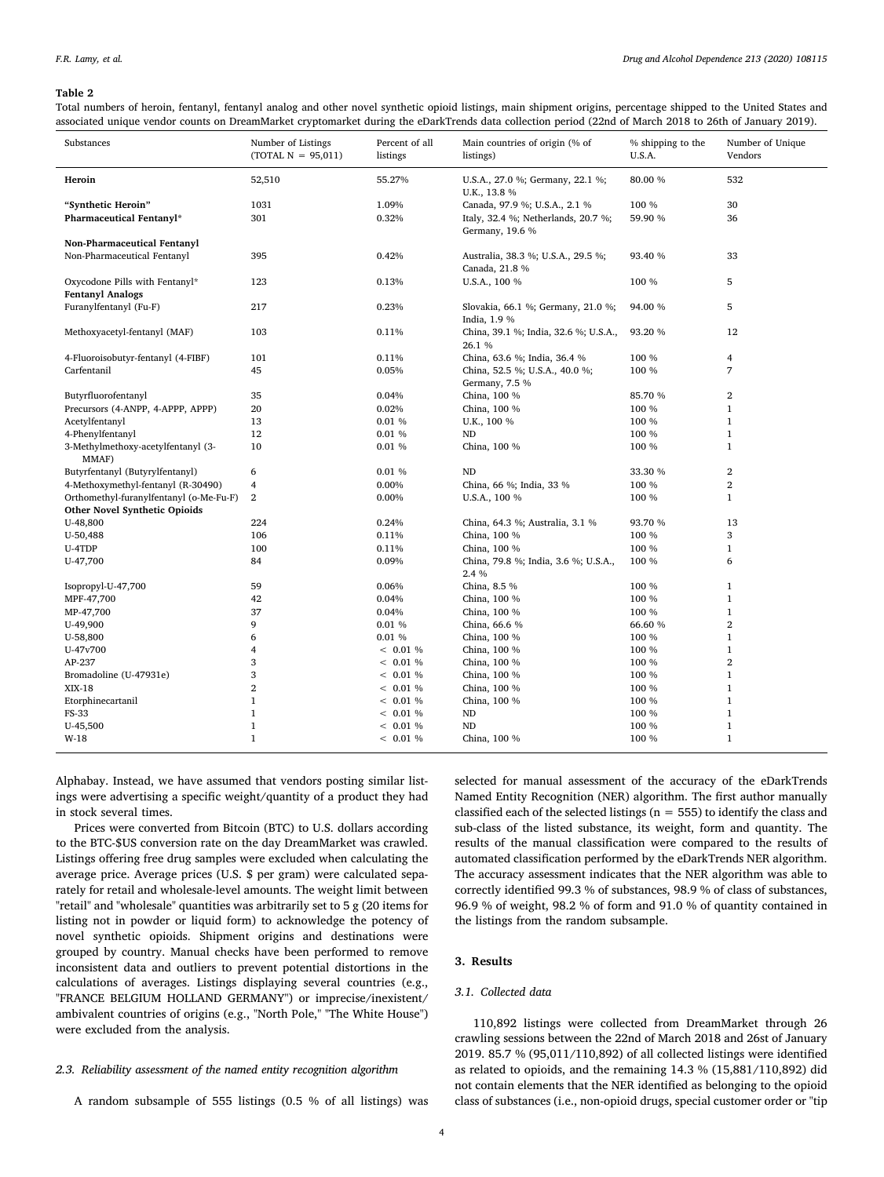**Table 2**

Total numbers of heroin, fentanyl, fentanyl analog and other novel synthetic opioid listings, main shipment origins, percentage shipped to the United States and associated unique vendor counts on DreamMarket cryptomarket during the eDarkTrends data collection period (22nd of March 2018 to 26th of January 2019).

| Substances | Number of Listings (TOTAL N = 95,011) | Percent of all listings | Main countries of origin (% of listings) | % shipping to the U.S.A. | Number of Unique Vendors |
|---|---|---|---|---|---|
| **Heroin** | 52,510 | 55.27% | U.S.A., 27.0 %; Germany, 22.1 %; U.K., 13.8 % | 80.00 % | 532 |
| **"Synthetic Heroin"** | 1031 | 1.09% | Canada, 97.9 %; U.S.A., 2.1 % | 100 % | 30 |
| **Pharmaceutical Fentanyl*** | 301 | 0.32% | Italy, 32.4 %; Netherlands, 20.7 %; Germany, 19.6 % | 59.90 % | 36 |
| **Non-Pharmaceutical Fentanyl** | | | | | |
| Non-Pharmaceutical Fentanyl | 395 | 0.42% | Australia, 38.3 %; U.S.A., 29.5 %; Canada, 21.8 % | 93.40 % | 33 |
| Oxycodone Pills with Fentanyl* | 123 | 0.13% | U.S.A., 100 % | 100 % | 5 |
| **Fentanyl Analogs** | | | | | |
| Furanylfentanyl (Fu-F) | 217 | 0.23% | Slovakia, 66.1 %; Germany, 21.0 %; India, 1.9 % | 94.00 % | 5 |
| Methoxyacetyl-fentanyl (MAF) | 103 | 0.11% | China, 39.1 %; India, 32.6 %; U.S.A., 26.1 % | 93.20 % | 12 |
| 4-Fluoroisobutyr-fentanyl (4-FIBF) | 101 | 0.11% | China, 63.6 %; India, 36.4 % | 100 % | 4 |
| Carfentanil | 45 | 0.05% | China, 52.5 %; U.S.A., 40.0 %; Germany, 7.5 % | 100 % | 7 |
| Butyrfluorofentanyl | 35 | 0.04% | China, 100 % | 85.70 % | 2 |
| Precursors (4-ANPP, 4-APPP, APPP) | 20 | 0.02% | China, 100 % | 100 % | 1 |
| Acetylfentanyl | 13 | 0.01 % | U.K., 100 % | 100 % | 1 |
| 4-Phenylfentanyl | 12 | 0.01 % | ND | 100 % | 1 |
| 3-Methylmethoxy-acetylfentanyl (3-MMAF) | 10 | 0.01 % | China, 100 % | 100 % | 1 |
| Butyrfentanyl (Butyrylfentanyl) | 6 | 0.01 % | ND | 33.30 % | 2 |
| 4-Methoxymethyl-fentanyl (R-30490) | 4 | 0.00% | China, 66 %; India, 33 % | 100 % | 2 |
| Orthomethyl-furanylfentanyl (o-Me-Fu-F) | 2 | 0.00% | U.S.A., 100 % | 100 % | 1 |
| **Other Novel Synthetic Opioids** | | | | | |
| U-48,800 | 224 | 0.24% | China, 64.3 %; Australia, 3.1 % | 93.70 % | 13 |
| U-50,488 | 106 | 0.11% | China, 100 % | 100 % | 3 |
| U-4TDP | 100 | 0.11% | China, 100 % | 100 % | 1 |
| U-47,700 | 84 | 0.09% | China, 79.8 %; India, 3.6 %; U.S.A., 2.4 % | 100 % | 6 |
| Isopropyl-U-47,700 | 59 | 0.06% | China, 8.5 % | 100 % | 1 |
| MPF-47,700 | 42 | 0.04% | China, 100 % | 100 % | 1 |
| MP-47,700 | 37 | 0.04% | China, 100 % | 100 % | 1 |
| U-49,900 | 9 | 0.01 % | China, 66.6 % | 66.60 % | 2 |
| U-58,800 | 6 | 0.01 % | China, 100 % | 100 % | 1 |
| U-47v700 | 4 | < 0.01 % | China, 100 % | 100 % | 1 |
| AP-237 | 3 | < 0.01 % | China, 100 % | 100 % | 2 |
| Bromadoline (U-47931e) | 3 | < 0.01 % | China, 100 % | 100 % | 1 |
| XIX-18 | 2 | < 0.01 % | China, 100 % | 100 % | 1 |
| Etorphinecartanil | 1 | < 0.01 % | China, 100 % | 100 % | 1 |
| FS-33 | 1 | < 0.01 % | ND | 100 % | 1 |
| U-45,500 | 1 | < 0.01 % | ND | 100 % | 1 |
| W-18 | 1 | < 0.01 % | China, 100 % | 100 % | 1 |

Alphabay. Instead, we have assumed that vendors posting similar listings were advertising a specific weight/quantity of a product they had in stock several times.

Prices were converted from Bitcoin (BTC) to U.S. dollars according to the BTC-$US conversion rate on the day DreamMarket was crawled. Listings offering free drug samples were excluded when calculating the average price. Average prices (U.S. $ per gram) were calculated separately for retail and wholesale-level amounts. The weight limit between "retail" and "wholesale" quantities was arbitrarily set to 5 g (20 items for listing not in powder or liquid form) to acknowledge the potency of novel synthetic opioids. Shipment origins and destinations were grouped by country. Manual checks have been performed to remove inconsistent data and outliers to prevent potential distortions in the calculations of averages. Listings displaying several countries (e.g., "FRANCE BELGIUM HOLLAND GERMANY") or imprecise/inexistent/ambivalent countries of origins (e.g., "North Pole," "The White House") were excluded from the analysis.

### 2.3. Reliability assessment of the named entity recognition algorithm

A random subsample of 555 listings (0.5 % of all listings) was selected for manual assessment of the accuracy of the eDarkTrends Named Entity Recognition (NER) algorithm. The first author manually classified each of the selected listings (n = 555) to identify the class and sub-class of the listed substance, its weight, form and quantity. The results of the manual classification were compared to the results of automated classification performed by the eDarkTrends NER algorithm. The accuracy assessment indicates that the NER algorithm was able to correctly identified 99.3 % of substances, 98.9 % of class of substances, 96.9 % of weight, 98.2 % of form and 91.0 % of quantity contained in the listings from the random subsample.

## 3. Results

### 3.1. Collected data

110,892 listings were collected from DreamMarket through 26 crawling sessions between the 22nd of March 2018 and 26st of January 2019. 85.7 % (95,011/110,892) of all collected listings were identified as related to opioids, and the remaining 14.3 % (15,881/110,892) did not contain elements that the NER identified as belonging to the opioid class of substances (i.e., non-opioid drugs, special customer order or "tip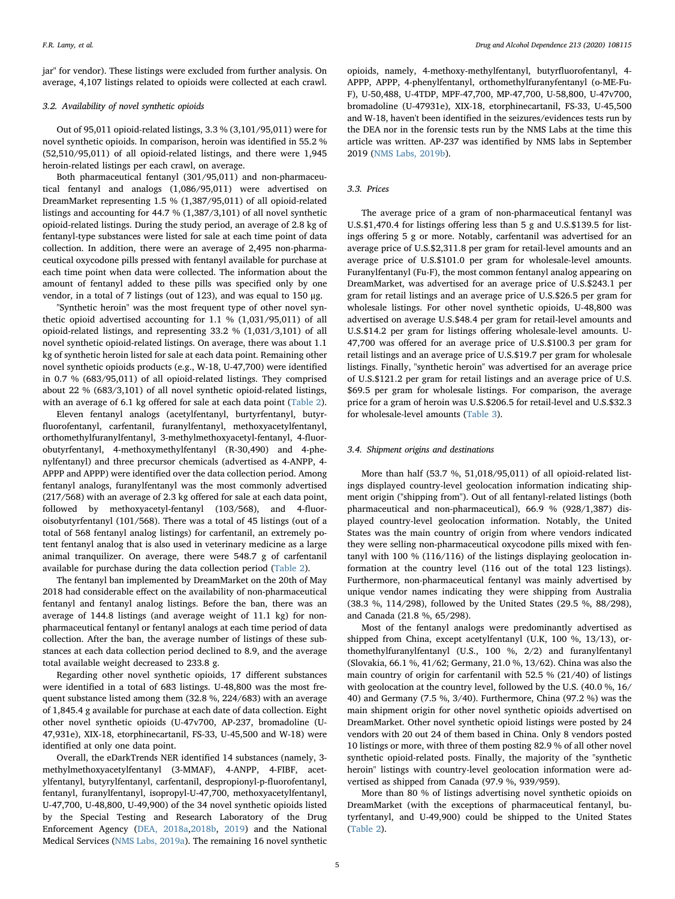jar" for vendor). These listings were excluded from further analysis. On average, 4,107 listings related to opioids were collected at each crawl.

### 3.2. Availability of novel synthetic opioids

Out of 95,011 opioid-related listings, 3.3 % (3,101/95,011) were for novel synthetic opioids. In comparison, heroin was identified in 55.2 % (52,510/95,011) of all opioid-related listings, and there were 1,945 heroin-related listings per each crawl, on average.

Both pharmaceutical fentanyl (301/95,011) and non-pharmaceutical fentanyl and analogs (1,086/95,011) were advertised on DreamMarket representing 1.5 % (1,387/95,011) of all opioid-related listings and accounting for 44.7 % (1,387/3,101) of all novel synthetic opioid-related listings. During the study period, an average of 2.8 kg of fentanyl-type substances were listed for sale at each time point of data collection. In addition, there were an average of 2,495 non-pharmaceutical oxycodone pills pressed with fentanyl available for purchase at each time point when data were collected. The information about the amount of fentanyl added to these pills was specified only by one vendor, in a total of 7 listings (out of 123), and was equal to 150 µg.

"Synthetic heroin" was the most frequent type of other novel synthetic opioid advertised accounting for 1.1 % (1,031/95,011) of all opioid-related listings, and representing 33.2 % (1,031/3,101) of all novel synthetic opioid-related listings. On average, there was about 1.1 kg of synthetic heroin listed for sale at each data point. Remaining other novel synthetic opioids products (e.g., W-18, U-47,700) were identified in 0.7 % (683/95,011) of all opioid-related listings. They comprised about 22 % (683/3,101) of all novel synthetic opioid-related listings, with an average of 6.1 kg offered for sale at each data point (Table 2).

Eleven fentanyl analogs (acetylfentanyl, burtyrfentanyl, butyrfluorofentanyl, carfentanil, furanylfentanyl, methoxyacetylfentanyl, orthomethylfuranylfentanyl, 3-methylmethoxyacetyl-fentanyl, 4-fluorobutyrfentanyl, 4-methoxymethylfentanyl (R-30,490) and 4-phenylfentanyl) and three precursor chemicals (advertised as 4-ANPP, 4-APPP and APPP) were identified over the data collection period. Among fentanyl analogs, furanylfentanyl was the most commonly advertised (217/568) with an average of 2.3 kg offered for sale at each data point, followed by methoxyacetyl-fentanyl (103/568), and 4-fluoroisobutyrfentanyl (101/568). There was a total of 45 listings (out of a total of 568 fentanyl analog listings) for carfentanil, an extremely potent fentanyl analog that is also used in veterinary medicine as a large animal tranquilizer. On average, there were 548.7 g of carfentanil available for purchase during the data collection period (Table 2).

The fentanyl ban implemented by DreamMarket on the 20th of May 2018 had considerable effect on the availability of non-pharmaceutical fentanyl and fentanyl analog listings. Before the ban, there was an average of 144.8 listings (and average weight of 11.1 kg) for non-pharmaceutical fentanyl or fentanyl analogs at each time period of data collection. After the ban, the average number of listings of these substances at each data collection period declined to 8.9, and the average total available weight decreased to 233.8 g.

Regarding other novel synthetic opioids, 17 different substances were identified in a total of 683 listings. U-48,800 was the most frequent substance listed among them (32.8 %, 224/683) with an average of 1,845.4 g available for purchase at each date of data collection. Eight other novel synthetic opioids (U-47v700, AP-237, bromadoline (U-47,931e), XIX-18, etorphinecartanil, FS-33, U-45,500 and W-18) were identified at only one data point.

Overall, the eDarkTrends NER identified 14 substances (namely, 3-methylmethoxyacetylfentanyl (3-MMAF), 4-ANPP, 4-FIBF, acetylfentanyl, butyrylfentanyl, carfentanil, despropionyl-p-fluorofentanyl, fentanyl, furanylfentanyl, isopropyl-U-47,700, methoxyacetylfentanyl, U-47,700, U-48,800, U-49,900) of the 34 novel synthetic opioids listed by the Special Testing and Research Laboratory of the Drug Enforcement Agency (DEA, 2018a,2018b, 2019) and the National Medical Services (NMS Labs, 2019a). The remaining 16 novel synthetic opioids, namely, 4-methoxy-methylfentanyl, butyrfluorofentanyl, 4-APPP, APPP, 4-phenylfentanyl, orthomethylfuranylfentanyl (o-ME-Fu-F), U-50,488, U-4TDP, MPF-47,700, MP-47,700, U-58,800, U-47v700, bromadoline (U-47931e), XIX-18, etorphinecartanil, FS-33, U-45,500 and W-18, haven't been identified in the seizures/evidences tests run by the DEA nor in the forensic tests run by the NMS Labs at the time this article was written. AP-237 was identified by NMS labs in September 2019 (NMS Labs, 2019b).

### 3.3. Prices

The average price of a gram of non-pharmaceutical fentanyl was U.S.$1,470.4 for listings offering less than 5 g and U.S.$139.5 for listings offering 5 g or more. Notably, carfentanil was advertised for an average price of U.S.$2,311.8 per gram for retail-level amounts and an average price of U.S.$101.0 per gram for wholesale-level amounts. Furanylfentanyl (Fu-F), the most common fentanyl analog appearing on DreamMarket, was advertised for an average price of U.S.$243.1 per gram for retail listings and an average price of U.S.$26.5 per gram for wholesale listings. For other novel synthetic opioids, U-48,800 was advertised on average U.S.$48.4 per gram for retail-level amounts and U.S.$14.2 per gram for listings offering wholesale-level amounts. U-47,700 was offered for an average price of U.S.$100.3 per gram for retail listings and an average price of U.S.$19.7 per gram for wholesale listings. Finally, "synthetic heroin" was advertised for an average price of U.S.$121.2 per gram for retail listings and an average price of U.S. $69.5 per gram for wholesale listings. For comparison, the average price for a gram of heroin was U.S.$206.5 for retail-level and U.S.$32.3 for wholesale-level amounts (Table 3).

### 3.4. Shipment origins and destinations

More than half (53.7 %, 51,018/95,011) of all opioid-related listings displayed country-level geolocation information indicating shipment origin ("shipping from"). Out of all fentanyl-related listings (both pharmaceutical and non-pharmaceutical), 66.9 % (928/1,387) displayed country-level geolocation information. Notably, the United States was the main country of origin from where vendors indicated they were selling non-pharmaceutical oxycodone pills mixed with fentanyl with 100 % (116/116) of the listings displaying geolocation information at the country level (116 out of the total 123 listings). Furthermore, non-pharmaceutical fentanyl was mainly advertised by unique vendor names indicating they were shipping from Australia (38.3 %, 114/298), followed by the United States (29.5 %, 88/298), and Canada (21.8 %, 65/298).

Most of the fentanyl analogs were predominantly advertised as shipped from China, except acetylfentanyl (U.K, 100 %, 13/13), orthomethylfuranylfentanyl (U.S., 100 %, 2/2) and furanylfentanyl (Slovakia, 66.1 %, 41/62; Germany, 21.0 %, 13/62). China was also the main country of origin for carfentanil with 52.5 % (21/40) of listings with geolocation at the country level, followed by the U.S. (40.0 %, 16/40) and Germany (7.5 %, 3/40). Furthermore, China (97.2 %) was the main shipment origin for other novel synthetic opioids advertised on DreamMarket. Other novel synthetic opioid listings were posted by 24 vendors with 20 out 24 of them based in China. Only 8 vendors posted 10 listings or more, with three of them posting 82.9 % of all other novel synthetic opioid-related posts. Finally, the majority of the "synthetic heroin" listings with country-level geolocation information were advertised as shipped from Canada (97.9 %, 939/959).

More than 80 % of listings advertising novel synthetic opioids on DreamMarket (with the exceptions of pharmaceutical fentanyl, butyrfentanyl, and U-49,900) could be shipped to the United States (Table 2).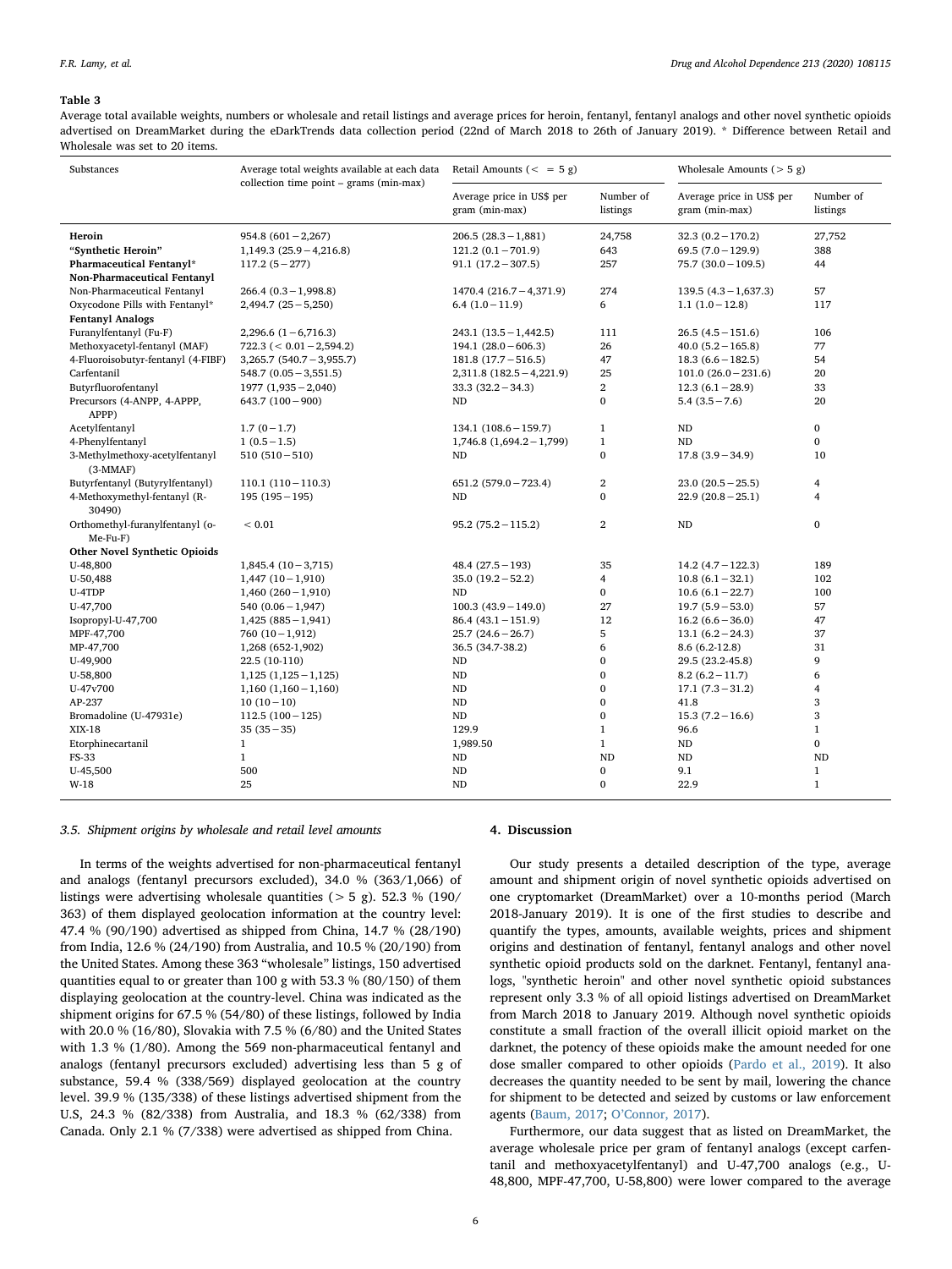**Table 3**

Average total available weights, numbers or wholesale and retail listings and average prices for heroin, fentanyl, fentanyl analogs and other novel synthetic opioids advertised on DreamMarket during the eDarkTrends data collection period (22nd of March 2018 to 26th of January 2019). * Difference between Retail and Wholesale was set to 20 items.

| Substances | Average total weights available at each data collection time point – grams (min-max) | Retail Amounts (< = 5 g) | | Wholesale Amounts (> 5 g) | |
|---|---|---|---|---|---|
| | | Average price in US$ per gram (min-max) | Number of listings | Average price in US$ per gram (min-max) | Number of listings |
| **Heroin** | 954.8 (601 – 2,267) | 206.5 (28.3 – 1,881) | 24,758 | 32.3 (0.2 – 170.2) | 27,752 |
| **"Synthetic Heroin"** | 1,149.3 (25.9 – 4,216.8) | 121.2 (0.1 – 701.9) | 643 | 69.5 (7.0 – 129.9) | 388 |
| **Pharmaceutical Fentanyl*** | 117.2 (5 – 277) | 91.1 (17.2 – 307.5) | 257 | 75.7 (30.0 – 109.5) | 44 |
| **Non-Pharmaceutical Fentanyl** | | | | | |
| Non-Pharmaceutical Fentanyl | 266.4 (0.3 – 1,998.8) | 1470.4 (216.7 – 4,371.9) | 274 | 139.5 (4.3 – 1,637.3) | 57 |
| Oxycodone Pills with Fentanyl* | 2,494.7 (25 – 5,250) | 6.4 (1.0 – 11.9) | 6 | 1.1 (1.0 – 12.8) | 117 |
| **Fentanyl Analogs** | | | | | |
| Furanylfentanyl (Fu-F) | 2,296.6 (1 – 6,716.3) | 243.1 (13.5 – 1,442.5) | 111 | 26.5 (4.5 – 151.6) | 106 |
| Methoxyacetyl-fentanyl (MAF) | 722.3 (< 0.01 – 2,594.2) | 194.1 (28.0 – 606.3) | 26 | 40.0 (5.2 – 165.8) | 77 |
| 4-Fluoroisobutyr-fentanyl (4-FIBF) | 3,265.7 (540.7 – 3,955.7) | 181.8 (17.7 – 516.5) | 47 | 18.3 (6.6 – 182.5) | 54 |
| Carfentanil | 548.7 (0.05 – 3,551.5) | 2,311.8 (182.5 – 4,221.9) | 25 | 101.0 (26.0 – 231.6) | 20 |
| Butyrfluorofentanyl | 1977 (1,935 – 2,040) | 33.3 (32.2 – 34.3) | 2 | 12.3 (6.1 – 28.9) | 33 |
| Precursors (4-ANPP, 4-APPP, APPP) | 643.7 (100 – 900) | ND | 0 | 5.4 (3.5 – 7.6) | 20 |
| Acetylfentanyl | 1.7 (0 – 1.7) | 134.1 (108.6 – 159.7) | 1 | ND | 0 |
| 4-Phenylfentanyl | 1 (0.5 – 1.5) | 1,746.8 (1,694.2 – 1,799) | 1 | ND | 0 |
| 3-Methylmethoxy-acetylfentanyl (3-MMAF) | 510 (510 – 510) | ND | 0 | 17.8 (3.9 – 34.9) | 10 |
| Butyrfentanyl (Butyrylfentanyl) | 110.1 (110 – 110.3) | 651.2 (579.0 – 723.4) | 2 | 23.0 (20.5 – 25.5) | 4 |
| 4-Methoxymethyl-fentanyl (R-30490) | 195 (195 – 195) | ND | 0 | 22.9 (20.8 – 25.1) | 4 |
| Orthomethyl-furanylfentanyl (o-Me-Fu-F) | < 0.01 | 95.2 (75.2 – 115.2) | 2 | ND | 0 |
| **Other Novel Synthetic Opioids** | | | | | |
| U-48,800 | 1,845.4 (10 – 3,715) | 48.4 (27.5 – 193) | 35 | 14.2 (4.7 – 122.3) | 189 |
| U-50,488 | 1,447 (10 – 1,910) | 35.0 (19.2 – 52.2) | 4 | 10.8 (6.1 – 32.1) | 102 |
| U-4TDP | 1,460 (260 – 1,910) | ND | 0 | 10.6 (6.1 – 22.7) | 100 |
| U-47,700 | 540 (0.06 – 1,947) | 100.3 (43.9 – 149.0) | 27 | 19.7 (5.9 – 53.0) | 57 |
| Isopropyl-U-47,700 | 1,425 (885 – 1,941) | 86.4 (43.1 – 151.9) | 12 | 16.2 (6.6 – 36.0) | 47 |
| MPF-47,700 | 760 (10 – 1,912) | 25.7 (24.6 – 26.7) | 5 | 13.1 (6.2 – 24.3) | 37 |
| MP-47,700 | 1,268 (652-1,902) | 36.5 (34.7-38.2) | 6 | 8.6 (6.2-12.8) | 31 |
| U-49,900 | 22.5 (10-110) | ND | 0 | 29.5 (23.2-45.8) | 9 |
| U-58,800 | 1,125 (1,125 – 1,125) | ND | 0 | 8.2 (6.2 – 11.7) | 6 |
| U-47v700 | 1,160 (1,160 – 1,160) | ND | 0 | 17.1 (7.3 – 31.2) | 4 |
| AP-237 | 10 (10 – 10) | ND | 0 | 41.8 | 3 |
| Bromadoline (U-47931e) | 112.5 (100 – 125) | ND | 0 | 15.3 (7.2 – 16.6) | 3 |
| XIX-18 | 35 (35 – 35) | 129.9 | 1 | 96.6 | 1 |
| Etorphinecartanil | 1 | 1,989.50 | 1 | ND | 0 |
| FS-33 | 1 | ND | ND | ND | ND |
| U-45,500 | 500 | ND | 0 | 9.1 | 1 |
| W-18 | 25 | ND | 0 | 22.9 | 1 |

### 3.5. Shipment origins by wholesale and retail level amounts

In terms of the weights advertised for non-pharmaceutical fentanyl and analogs (fentanyl precursors excluded), 34.0 % (363/1,066) of listings were advertising wholesale quantities (> 5 g). 52.3 % (190/363) of them displayed geolocation information at the country level: 47.4 % (90/190) advertised as shipped from China, 14.7 % (28/190) from India, 12.6 % (24/190) from Australia, and 10.5 % (20/190) from the United States. Among these 363 "wholesale" listings, 150 advertised quantities equal to or greater than 100 g with 53.3 % (80/150) of them displaying geolocation at the country-level. China was indicated as the shipment origins for 67.5 % (54/80) of these listings, followed by India with 20.0 % (16/80), Slovakia with 7.5 % (6/80) and the United States with 1.3 % (1/80). Among the 569 non-pharmaceutical fentanyl and analogs (fentanyl precursors excluded) advertising less than 5 g of substance, 59.4 % (338/569) displayed geolocation at the country level. 39.9 % (135/338) of these listings advertised shipment from the U.S, 24.3 % (82/338) from Australia, and 18.3 % (62/338) from Canada. Only 2.1 % (7/338) were advertised as shipped from China.

## 4. Discussion

Our study presents a detailed description of the type, average amount and shipment origin of novel synthetic opioids advertised on one cryptomarket (DreamMarket) over a 10-months period (March 2018-January 2019). It is one of the first studies to describe and quantify the types, amounts, available weights, prices and shipment origins and destination of fentanyl, fentanyl analogs and other novel synthetic opioid products sold on the darknet. Fentanyl, fentanyl analogs, "synthetic heroin" and other novel synthetic opioid substances represent only 3.3 % of all opioid listings advertised on DreamMarket from March 2018 to January 2019. Although novel synthetic opioids constitute a small fraction of the overall illicit opioid market on the darknet, the potency of these opioids make the amount needed for one dose smaller compared to other opioids (Pardo et al., 2019). It also decreases the quantity needed to be sent by mail, lowering the chance for shipment to be detected and seized by customs or law enforcement agents (Baum, 2017; O'Connor, 2017).

Furthermore, our data suggest that as listed on DreamMarket, the average wholesale price per gram of fentanyl analogs (except carfentanil and methoxyacetylfentanyl) and U-47,700 analogs (e.g., U-48,800, MPF-47,700, U-58,800) were lower compared to the average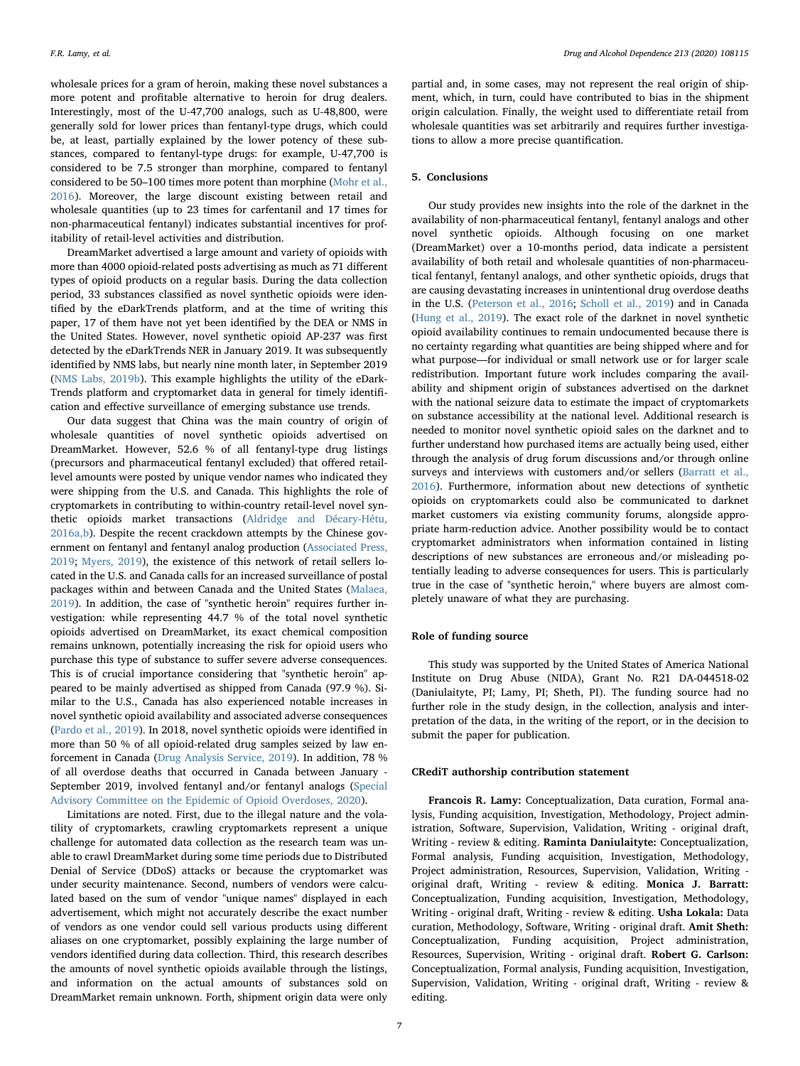wholesale prices for a gram of heroin, making these novel substances a more potent and profitable alternative to heroin for drug dealers. Interestingly, most of the U-47,700 analogs, such as U-48,800, were generally sold for lower prices than fentanyl-type drugs, which could be, at least, partially explained by the lower potency of these substances, compared to fentanyl-type drugs: for example, U-47,700 is considered to be 7.5 stronger than morphine, compared to fentanyl considered to be 50–100 times more potent than morphine (Mohr et al., 2016). Moreover, the large discount existing between retail and wholesale quantities (up to 23 times for carfentanil and 17 times for non-pharmaceutical fentanyl) indicates substantial incentives for profitability of retail-level activities and distribution.

DreamMarket advertised a large amount and variety of opioids with more than 4000 opioid-related posts advertising as much as 71 different types of opioid products on a regular basis. During the data collection period, 33 substances classified as novel synthetic opioids were identified by the eDarkTrends platform, and at the time of writing this paper, 17 of them have not yet been identified by the DEA or NMS in the United States. However, novel synthetic opioid AP-237 was first detected by the eDarkTrends NER in January 2019. It was subsequently identified by NMS labs, but nearly nine month later, in September 2019 (NMS Labs, 2019b). This example highlights the utility of the eDarkTrends platform and cryptomarket data in general for timely identification and effective surveillance of emerging substance use trends.

Our data suggest that China was the main country of origin of wholesale quantities of novel synthetic opioids advertised on DreamMarket. However, 52.6 % of all fentanyl-type drug listings (precursors and pharmaceutical fentanyl excluded) that offered retail-level amounts were posted by unique vendor names who indicated they were shipping from the U.S. and Canada. This highlights the role of cryptomarkets in contributing to within-country retail-level novel synthetic opioids market transactions (Aldridge and Décary-Hétu, 2016a,b). Despite the recent crackdown attempts by the Chinese government on fentanyl and fentanyl analog production (Associated Press, 2019; Myers, 2019), the existence of this network of retail sellers located in the U.S. and Canada calls for an increased surveillance of postal packages within and between Canada and the United States (Malaea, 2019). In addition, the case of "synthetic heroin" requires further investigation: while representing 44.7 % of the total novel synthetic opioids advertised on DreamMarket, its exact chemical composition remains unknown, potentially increasing the risk for opioid users who purchase this type of substance to suffer severe adverse consequences. This is of crucial importance considering that "synthetic heroin" appeared to be mainly advertised as shipped from Canada (97.9 %). Similar to the U.S., Canada has also experienced notable increases in novel synthetic opioid availability and associated adverse consequences (Pardo et al., 2019). In 2018, novel synthetic opioids were identified in more than 50 % of all opioid-related drug samples seized by law enforcement in Canada (Drug Analysis Service, 2019). In addition, 78 % of all overdose deaths that occurred in Canada between January - September 2019, involved fentanyl and/or fentanyl analogs (Special Advisory Committee on the Epidemic of Opioid Overdoses, 2020).

Limitations are noted. First, due to the illegal nature and the volatility of cryptomarkets, crawling cryptomarkets represent a unique challenge for automated data collection as the research team was unable to crawl DreamMarket during some time periods due to Distributed Denial of Service (DDoS) attacks or because the cryptomarket was under security maintenance. Second, numbers of vendors were calculated based on the sum of vendor "unique names" displayed in each advertisement, which might not accurately describe the exact number of vendors as one vendor could sell various products using different aliases on one cryptomarket, possibly explaining the large number of vendors identified during data collection. Third, this research describes the amounts of novel synthetic opioids available through the listings, and information on the actual amounts of substances sold on DreamMarket remain unknown. Forth, shipment origin data were only partial and, in some cases, may not represent the real origin of shipment, which, in turn, could have contributed to bias in the shipment origin calculation. Finally, the weight used to differentiate retail from wholesale quantities was set arbitrarily and requires further investigations to allow a more precise quantification.

## 5. Conclusions

Our study provides new insights into the role of the darknet in the availability of non-pharmaceutical fentanyl, fentanyl analogs and other novel synthetic opioids. Although focusing on one market (DreamMarket) over a 10-months period, data indicate a persistent availability of both retail and wholesale quantities of non-pharmaceutical fentanyl, fentanyl analogs, and other synthetic opioids, drugs that are causing devastating increases in unintentional drug overdose deaths in the U.S. (Peterson et al., 2016; Scholl et al., 2019) and in Canada (Hung et al., 2019). The exact role of the darknet in novel synthetic opioid availability continues to remain undocumented because there is no certainty regarding what quantities are being shipped where and for what purpose—for individual or small network use or for larger scale redistribution. Important future work includes comparing the availability and shipment origin of substances advertised on the darknet with the national seizure data to estimate the impact of cryptomarkets on substance accessibility at the national level. Additional research is needed to monitor novel synthetic opioid sales on the darknet and to further understand how purchased items are actually being used, either through the analysis of drug forum discussions and/or through online surveys and interviews with customers and/or sellers (Barratt et al., 2016). Furthermore, information about new detections of synthetic opioids on cryptomarkets could also be communicated to darknet market customers via existing community forums, alongside appropriate harm-reduction advice. Another possibility would be to contact cryptomarket administrators when information contained in listing descriptions of new substances are erroneous and/or misleading potentially leading to adverse consequences for users. This is particularly true in the case of "synthetic heroin," where buyers are almost completely unaware of what they are purchasing.

## Role of funding source

This study was supported by the United States of America National Institute on Drug Abuse (NIDA), Grant No. R21 DA-044518-02 (Daniulaityte, PI; Lamy, PI; Sheth, PI). The funding source had no further role in the study design, in the collection, analysis and interpretation of the data, in the writing of the report, or in the decision to submit the paper for publication.

## CRediT authorship contribution statement

**Francois R. Lamy:** Conceptualization, Data curation, Formal analysis, Funding acquisition, Investigation, Methodology, Project administration, Software, Supervision, Validation, Writing - original draft, Writing - review & editing. **Raminta Daniulaityte:** Conceptualization, Formal analysis, Funding acquisition, Investigation, Methodology, Project administration, Resources, Supervision, Validation, Writing - original draft, Writing - review & editing. **Monica J. Barratt:** Conceptualization, Funding acquisition, Investigation, Methodology, Writing - original draft, Writing - review & editing. **Usha Lokala:** Data curation, Methodology, Software, Writing - original draft. **Amit Sheth:** Conceptualization, Funding acquisition, Project administration, Resources, Supervision, Writing - original draft. **Robert G. Carlson:** Conceptualization, Formal analysis, Funding acquisition, Investigation, Supervision, Validation, Writing - original draft, Writing - review & editing.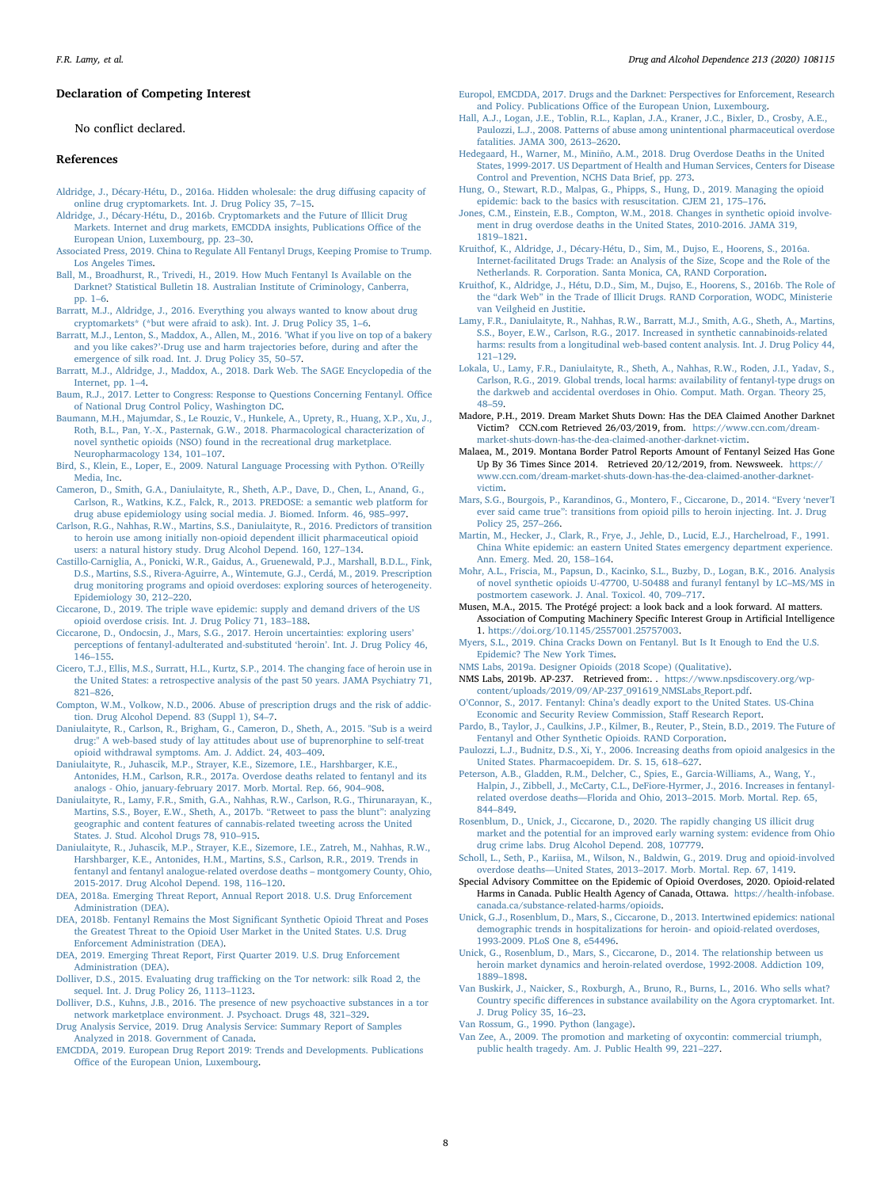## Declaration of Competing Interest

No conflict declared.

## References

Aldridge, J., Décary-Hétu, D., 2016a. Hidden wholesale: the drug diffusing capacity of online drug cryptomarkets. Int. J. Drug Policy 35, 7–15.

Aldridge, J., Décary-Hétu, D., 2016b. Cryptomarkets and the Future of Illicit Drug Markets. Internet and drug markets, EMCDDA insights, Publications Office of the European Union, Luxembourg, pp. 23–30.

Associated Press, 2019. China to Regulate All Fentanyl Drugs, Keeping Promise to Trump. Los Angeles Times.

Ball, M., Broadhurst, R., Trivedi, H., 2019. How Much Fentanyl Is Available on the Darknet? Statistical Bulletin 18. Australian Institute of Criminology, Canberra, pp. 1–6.

Barratt, M.J., Aldridge, J., 2016. Everything you always wanted to know about drug cryptomarkets* (*but were afraid to ask). Int. J. Drug Policy 35, 1–6.

Barratt, M.J., Lenton, S., Maddox, A., Allen, M., 2016. 'What if you live on top of a bakery and you like cakes?'-Drug use and harm trajectories before, during and after the emergence of silk road. Int. J. Drug Policy 35, 50–57.

Barratt, M.J., Aldridge, J., Maddox, A., 2018. Dark Web. The SAGE Encyclopedia of the Internet, pp. 1–4.

Baum, R.J., 2017. Letter to Congress: Response to Questions Concerning Fentanyl. Office of National Drug Control Policy, Washington DC.

Baumann, M.H., Majumdar, S., Le Rouzic, V., Hunkele, A., Uprety, R., Huang, X.P., Xu, J., Roth, B.L., Pan, Y.-X., Pasternak, G.W., 2018. Pharmacological characterization of novel synthetic opioids (NSO) found in the recreational drug marketplace. Neuropharmacology 134, 101–107.

Bird, S., Klein, E., Loper, E., 2009. Natural Language Processing with Python. O'Reilly Media, Inc.

Cameron, D., Smith, G.A., Daniulaityte, R., Sheth, A.P., Dave, D., Chen, L., Anand, G., Carlson, R., Watkins, K.Z., Falck, R., 2013. PREDOSE: a semantic web platform for drug abuse epidemiology using social media. J. Biomed. Inform. 46, 985–997.

Carlson, R.G., Nahhas, R.W., Martins, S.S., Daniulaityte, R., 2016. Predictors of transition to heroin use among initially non-opioid dependent illicit pharmaceutical opioid users: a natural history study. Drug Alcohol Depend. 160, 127–134.

Castillo-Carniglia, A., Ponicki, W.R., Gaidus, A., Gruenewald, P.J., Marshall, B.D.L., Fink, D.S., Martins, S.S., Rivera-Aguirre, A., Wintemute, G.J., Cerdá, M., 2019. Prescription drug monitoring programs and opioid overdoses: exploring sources of heterogeneity. Epidemiology 30, 212–220.

Ciccarone, D., 2019. The triple wave epidemic: supply and demand drivers of the US opioid overdose crisis. Int. J. Drug Policy 71, 183–188.

Ciccarone, D., Ondocsin, J., Mars, S.G., 2017. Heroin uncertainties: exploring users' perceptions of fentanyl-adulterated and-substituted 'heroin'. Int. J. Drug Policy 46, 146–155.

Cicero, T.J., Ellis, M.S., Surratt, H.L., Kurtz, S.P., 2014. The changing face of heroin use in the United States: a retrospective analysis of the past 50 years. JAMA Psychiatry 71, 821–826.

Compton, W.M., Volkow, N.D., 2006. Abuse of prescription drugs and the risk of addiction. Drug Alcohol Depend. 83 (Suppl 1), S4–7.

Daniulaityte, R., Carlson, R., Brigham, G., Cameron, D., Sheth, A., 2015. "Sub is a weird drug:" A web-based study of lay attitudes about use of buprenorphine to self-treat opioid withdrawal symptoms. Am. J. Addict. 24, 403–409.

Daniulaityte, R., Juhascik, M.P., Strayer, K.E., Sizemore, I.E., Harshbarger, K.E., Antonides, H.M., Carlson, R.R., 2017a. Overdose deaths related to fentanyl and its analogs - Ohio, january-february 2017. Morb. Mortal. Rep. 66, 904–908.

Daniulaityte, R., Lamy, F.R., Smith, G.A., Nahhas, R.W., Carlson, R.G., Thirunarayan, K., Martins, S.S., Boyer, E.W., Sheth, A., 2017b. "Retweet to pass the blunt": analyzing geographic and content features of cannabis-related tweeting across the United States. J. Stud. Alcohol Drugs 78, 910–915.

Daniulaityte, R., Juhascik, M.P., Strayer, K.E., Sizemore, I.E., Zatreh, M., Nahhas, R.W., Harshbarger, K.E., Antonides, H.M., Martins, S.S., Carlson, R.R., 2019. Trends in fentanyl and fentanyl analogue-related overdose deaths – montgomery County, Ohio, 2015-2017. Drug Alcohol Depend. 198, 116–120.

DEA, 2018a. Emerging Threat Report, Annual Report 2018. U.S. Drug Enforcement Administration (DEA).

DEA, 2018b. Fentanyl Remains the Most Significant Synthetic Opioid Threat and Poses the Greatest Threat to the Opioid User Market in the United States. U.S. Drug Enforcement Administration (DEA).

DEA, 2019. Emerging Threat Report, First Quarter 2019. U.S. Drug Enforcement Administration (DEA).

Dolliver, D.S., 2015. Evaluating drug trafficking on the Tor network: silk Road 2, the sequel. Int. J. Drug Policy 26, 1113–1123.

Dolliver, D.S., Kuhns, J.B., 2016. The presence of new psychoactive substances in a tor network marketplace environment. J. Psychoact. Drugs 48, 321–329.

Drug Analysis Service, 2019. Drug Analysis Service: Summary Report of Samples Analyzed in 2018. Government of Canada.

EMCDDA, 2019. European Drug Report 2019: Trends and Developments. Publications Office of the European Union, Luxembourg.

Europol, EMCDDA, 2017. Drugs and the Darknet: Perspectives for Enforcement, Research and Policy. Publications Office of the European Union, Luxembourg.

Hall, A.J., Logan, J.E., Toblin, R.L., Kaplan, J.A., Kraner, J.C., Bixler, D., Crosby, A.E., Paulozzi, L.J., 2008. Patterns of abuse among unintentional pharmaceutical overdose fatalities. JAMA 300, 2613–2620.

Hedegaard, H., Warner, M., Miniño, A.M., 2018. Drug Overdose Deaths in the United States, 1999-2017. US Department of Health and Human Services, Centers for Disease Control and Prevention, NCHS Data Brief, pp. 273.

Hung, O., Stewart, R., Malpas, G., Phipps, S., Hung, D., 2019. Managing the opioid epidemic: back to the basics with resuscitation. CJEM 21, 175–176.

Jones, C.M., Einstein, E.B., Compton, W.M., 2018. Changes in synthetic opioid involvement in drug overdose deaths in the United States, 2010-2016. JAMA 319, 1819–1821.

Kruithof, K., Aldridge, J., Décary-Hétu, D., Sim, M., Dujso, E., Hoorens, S., 2016a. Internet-facilitated Drugs Trade: an Analysis of the Size, Scope and the Role of the Netherlands. R. Corporation. Santa Monica, CA, RAND Corporation.

Kruithof, K., Aldridge, J., Hétu, D.D., Sim, M., Dujso, E., Hoorens, S., 2016b. The Role of the "dark Web" in the Trade of Illicit Drugs. RAND Corporation, WODC, Ministerie van Veilgheid en Justitie.

Lamy, F.R., Daniulaityte, R., Nahhas, R.W., Barratt, M.J., Smith, A.G., Sheth, A., Martins, S.S., Boyer, E.W., Carlson, R.G., 2017. Increased in synthetic cannabinoids-related harms: results from a longitudinal web-based content analysis. Int. J. Drug Policy 44, 121–129.

Lokala, U., Lamy, F.R., Daniulaityte, R., Sheth, A., Nahhas, R.W., Roden, J.I., Yadav, S., Carlson, R.G., 2019. Global trends, local harms: availability of fentanyl-type drugs on the darkweb and accidental overdoses in Ohio. Comput. Math. Organ. Theory 25, 48–59.

Madore, P.H., 2019. Dream Market Shuts Down: Has the DEA Claimed Another Darknet Victim? CCN.com Retrieved 26/03/2019, from. https://www.ccn.com/dream-market-shuts-down-has-the-dea-claimed-another-darknet-victim.

Malaea, M., 2019. Montana Border Patrol Reports Amount of Fentanyl Seized Has Gone Up By 36 Times Since 2014. Retrieved 20/12/2019, from. Newsweek. https://www.ccn.com/dream-market-shuts-down-has-the-dea-claimed-another-darknet-victim.

Mars, S.G., Bourgois, P., Karandinos, G., Montero, F., Ciccarone, D., 2014. "Every 'never'I ever said came true": transitions from opioid pills to heroin injecting. Int. J. Drug Policy 25, 257–266.

Martin, M., Hecker, J., Clark, R., Frye, J., Jehle, D., Lucid, E.J., Harchelroad, F., 1991. China White epidemic: an eastern United States emergency department experience. Ann. Emerg. Med. 20, 158–164.

Mohr, A.L., Friscia, M., Papsun, D., Kacinko, S.L., Buzby, D., Logan, B.K., 2016. Analysis of novel synthetic opioids U-47700, U-50488 and furanyl fentanyl by LC–MS/MS in postmortem casework. J. Anal. Toxicol. 40, 709–717.

Musen, M.A., 2015. The Protégé project: a look back and a look forward. AI matters. Association of Computing Machinery Specific Interest Group in Artificial Intelligence 1. https://doi.org/10.1145/2557001.25757003.

Myers, S.L., 2019. China Cracks Down on Fentanyl. But Is It Enough to End the U.S. Epidemic? The New York Times.

NMS Labs, 2019a. Designer Opioids (2018 Scope) (Qualitative).

NMS Labs, 2019b. AP-237. Retrieved from:. . https://www.npsdiscovery.org/wp-content/uploads/2019/09/AP-237_091619_NMSLabs_Report.pdf.

O'Connor, S., 2017. Fentanyl: China's deadly export to the United States. US-China Economic and Security Review Commission, Staff Research Report.

Pardo, B., Taylor, J., Caulkins, J.P., Kilmer, B., Reuter, P., Stein, B.D., 2019. The Future of Fentanyl and Other Synthetic Opioids. RAND Corporation.

Paulozzi, L.J., Budnitz, D.S., Xi, Y., 2006. Increasing deaths from opioid analgesics in the United States. Pharmacoepidem. Dr. S. 15, 618–627.

Peterson, A.B., Gladden, R.M., Delcher, C., Spies, E., Garcia-Williams, A., Wang, Y., Halpin, J., Zibbell, J., McCarty, C.L., DeFiore-Hyrmer, J., 2016. Increases in fentanyl-related overdose deaths—Florida and Ohio, 2013–2015. Morb. Mortal. Rep. 65, 844–849.

Rosenblum, D., Unick, J., Ciccarone, D., 2020. The rapidly changing US illicit drug market and the potential for an improved early warning system: evidence from Ohio drug crime labs. Drug Alcohol Depend. 208, 107779.

Scholl, L., Seth, P., Kariisa, M., Wilson, N., Baldwin, G., 2019. Drug and opioid-involved overdose deaths—United States, 2013–2017. Morb. Mortal. Rep. 67, 1419.

Special Advisory Committee on the Epidemic of Opioid Overdoses, 2020. Opioid-related Harms in Canada. Public Health Agency of Canada, Ottawa. https://health-infobase.canada.ca/substance-related-harms/opioids.

Unick, G.J., Rosenblum, D., Mars, S., Ciccarone, D., 2013. Intertwined epidemics: national demographic trends in hospitalizations for heroin- and opioid-related overdoses, 1993-2009. PLoS One 8, e54496.

Unick, G., Rosenblum, D., Mars, S., Ciccarone, D., 2014. The relationship between us heroin market dynamics and heroin-related overdose, 1992-2008. Addiction 109, 1889–1898.

Van Buskirk, J., Naicker, S., Roxburgh, A., Bruno, R., Burns, L., 2016. Who sells what? Country specific differences in substance availability on the Agora cryptomarket. Int. J. Drug Policy 35, 16–23.

Van Rossum, G., 1990. Python (langage).

Van Zee, A., 2009. The promotion and marketing of oxycontin: commercial triumph, public health tragedy. Am. J. Public Health 99, 221–227.